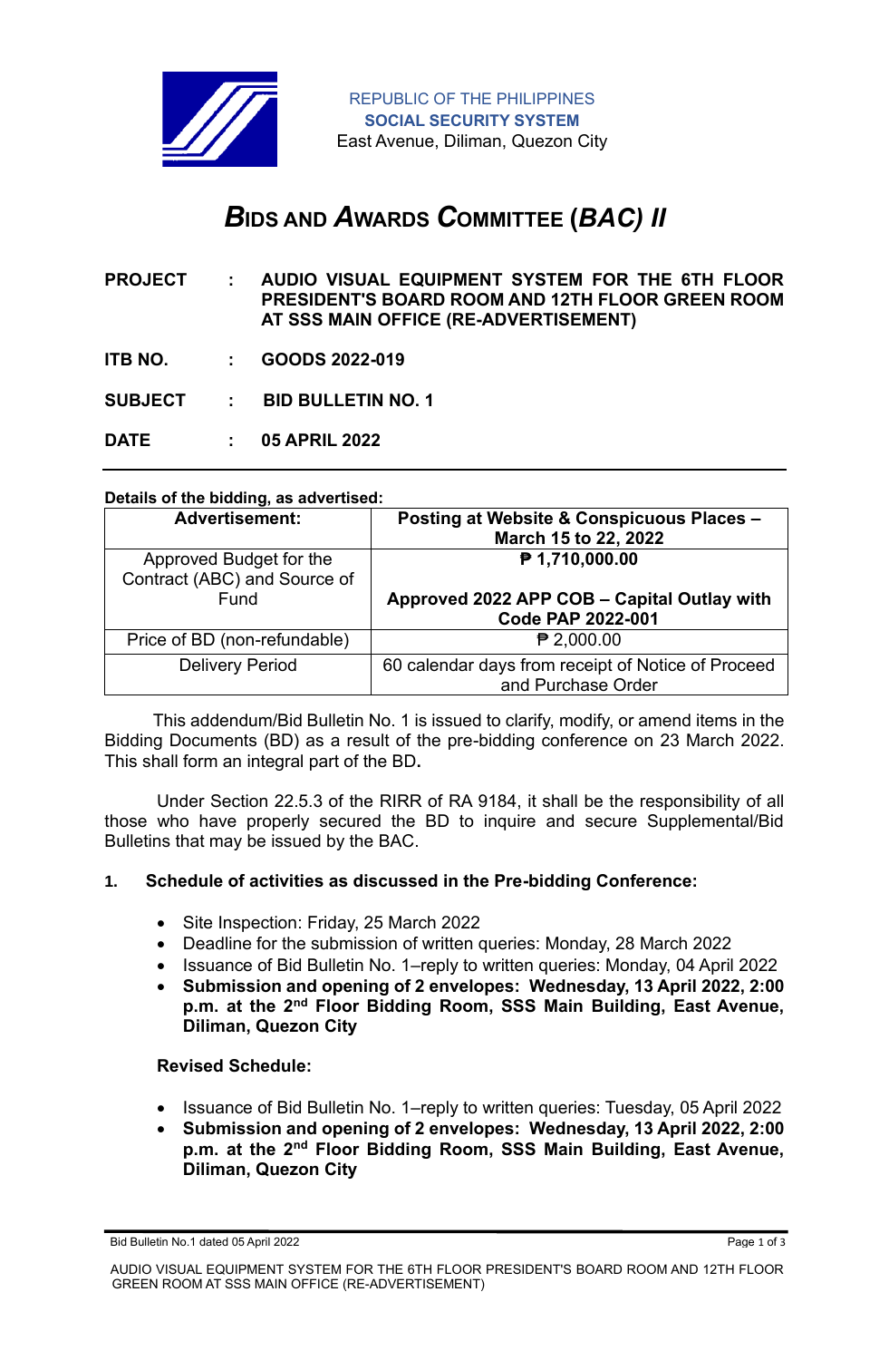REPUBLIC OF THE PHILIPPINES
**SOCIAL SECURITY SYSTEM**
East Avenue, Diliman, Quezon City

# ***BIDS AND AWARDS COMMITTEE (BAC) II***

**PROJECT : AUDIO VISUAL EQUIPMENT SYSTEM FOR THE 6TH FLOOR PRESIDENT'S BOARD ROOM AND 12TH FLOOR GREEN ROOM AT SSS MAIN OFFICE (RE-ADVERTISEMENT)**

**ITB NO. : GOODS 2022-019**

**SUBJECT : BID BULLETIN NO. 1**

**DATE : 05 APRIL 2022**

---

**Details of the bidding, as advertised:**

| **Advertisement:** | **Posting at Website & Conspicuous Places – March 15 to 22, 2022** |
|---|---|
| Approved Budget for the Contract (ABC) and Source of Fund | **₱ 1,710,000.00**<br><br>**Approved 2022 APP COB – Capital Outlay with Code PAP 2022-001** |
| Price of BD (non-refundable) | ₱ 2,000.00 |
| Delivery Period | 60 calendar days from receipt of Notice of Proceed and Purchase Order |

This addendum/Bid Bulletin No. 1 is issued to clarify, modify, or amend items in the Bidding Documents (BD) as a result of the pre-bidding conference on 23 March 2022. This shall form an integral part of the BD**.**

Under Section 22.5.3 of the RIRR of RA 9184, it shall be the responsibility of all those who have properly secured the BD to inquire and secure Supplemental/Bid Bulletins that may be issued by the BAC.

**1. Schedule of activities as discussed in the Pre-bidding Conference:**

- Site Inspection: Friday, 25 March 2022
- Deadline for the submission of written queries: Monday, 28 March 2022
- Issuance of Bid Bulletin No. 1–reply to written queries: Monday, 04 April 2022
- **Submission and opening of 2 envelopes: Wednesday, 13 April 2022, 2:00 p.m. at the 2nd Floor Bidding Room, SSS Main Building, East Avenue, Diliman, Quezon City**

**Revised Schedule:**

- Issuance of Bid Bulletin No. 1–reply to written queries: Tuesday, 05 April 2022
- **Submission and opening of 2 envelopes: Wednesday, 13 April 2022, 2:00 p.m. at the 2nd Floor Bidding Room, SSS Main Building, East Avenue, Diliman, Quezon City**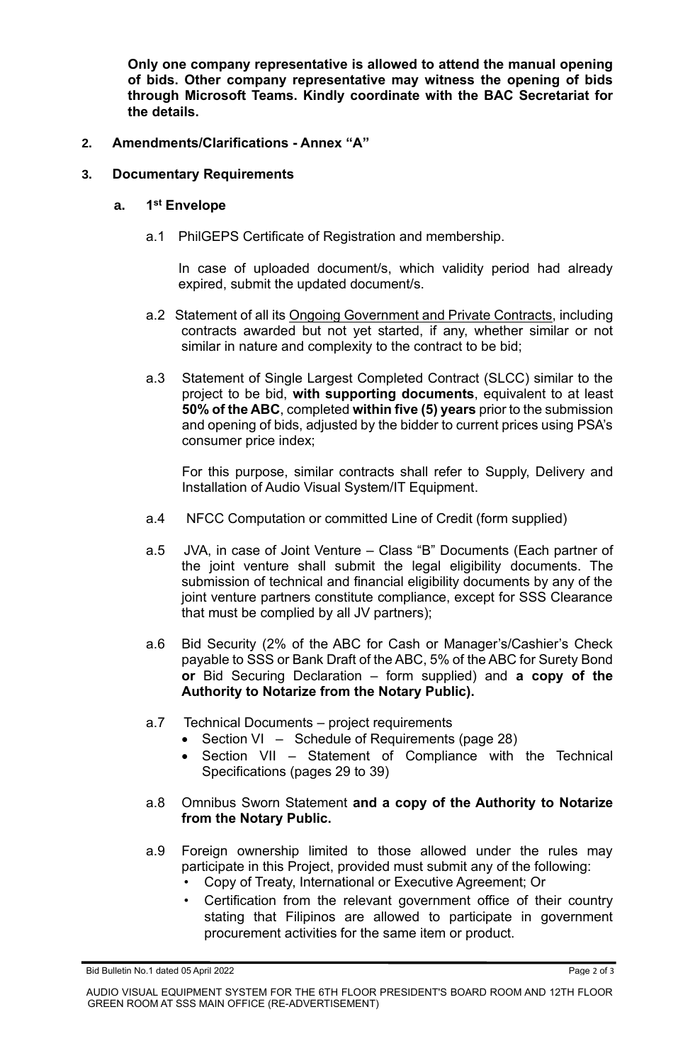**Only one company representative is allowed to attend the manual opening of bids. Other company representative may witness the opening of bids through Microsoft Teams. Kindly coordinate with the BAC Secretariat for the details.**

**2. Amendments/Clarifications - Annex "A"**

**3. Documentary Requirements**

**a. 1st Envelope**

a.1 PhilGEPS Certificate of Registration and membership.

In case of uploaded document/s, which validity period had already expired, submit the updated document/s.

a.2 Statement of all its Ongoing Government and Private Contracts, including contracts awarded but not yet started, if any, whether similar or not similar in nature and complexity to the contract to be bid;

a.3 Statement of Single Largest Completed Contract (SLCC) similar to the project to be bid, **with supporting documents**, equivalent to at least **50% of the ABC**, completed **within five (5) years** prior to the submission and opening of bids, adjusted by the bidder to current prices using PSA's consumer price index;

For this purpose, similar contracts shall refer to Supply, Delivery and Installation of Audio Visual System/IT Equipment.

a.4 NFCC Computation or committed Line of Credit (form supplied)

a.5 JVA, in case of Joint Venture – Class "B" Documents (Each partner of the joint venture shall submit the legal eligibility documents. The submission of technical and financial eligibility documents by any of the joint venture partners constitute compliance, except for SSS Clearance that must be complied by all JV partners);

a.6 Bid Security (2% of the ABC for Cash or Manager's/Cashier's Check payable to SSS or Bank Draft of the ABC, 5% of the ABC for Surety Bond **or** Bid Securing Declaration – form supplied) and **a copy of the Authority to Notarize from the Notary Public).**

a.7 Technical Documents – project requirements

- Section VI – Schedule of Requirements (page 28)
- Section VII – Statement of Compliance with the Technical Specifications (pages 29 to 39)

a.8 Omnibus Sworn Statement **and a copy of the Authority to Notarize from the Notary Public.**

a.9 Foreign ownership limited to those allowed under the rules may participate in this Project, provided must submit any of the following:

- Copy of Treaty, International or Executive Agreement; Or
- Certification from the relevant government office of their country stating that Filipinos are allowed to participate in government procurement activities for the same item or product.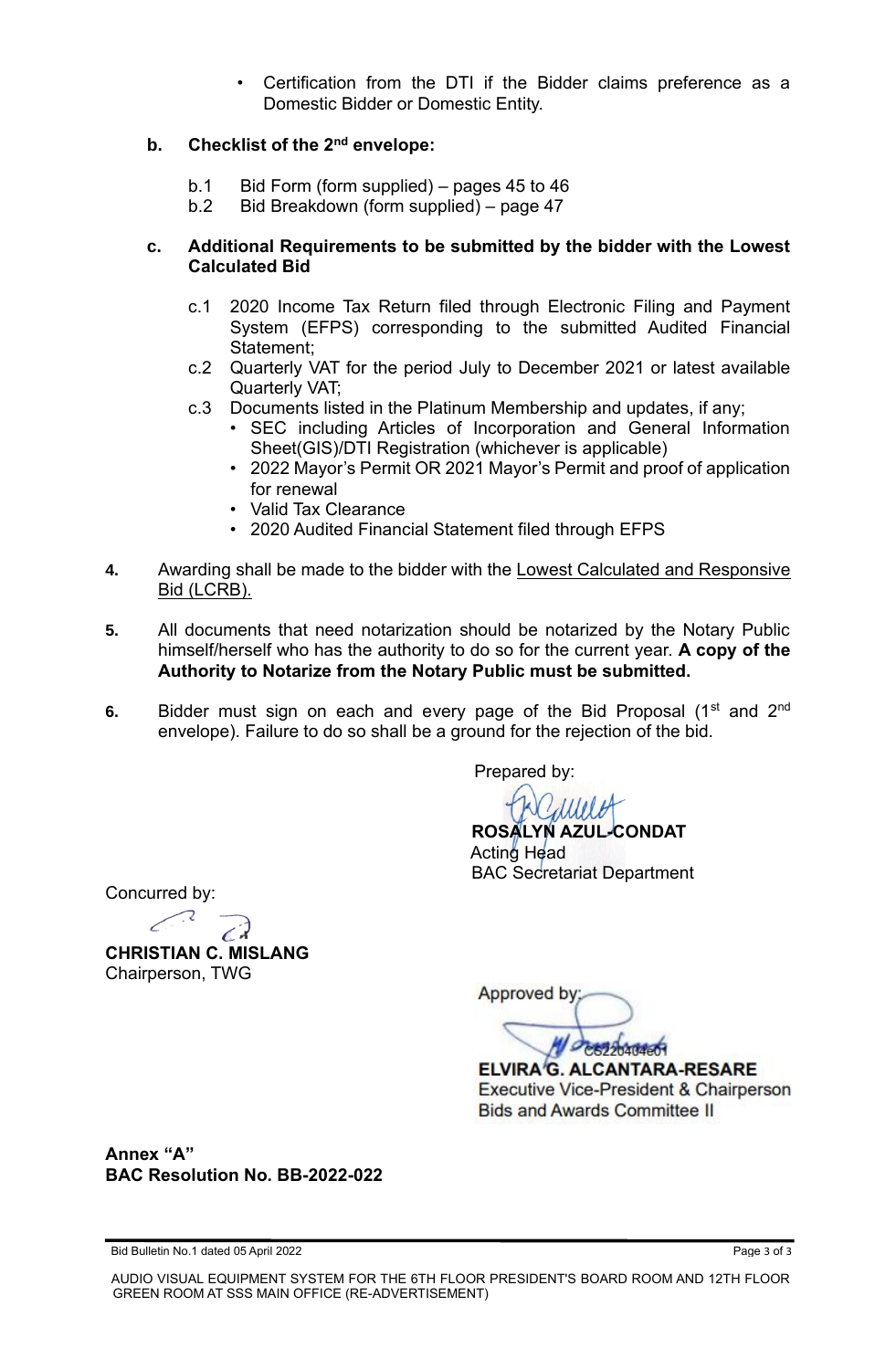- Certification from the DTI if the Bidder claims preference as a Domestic Bidder or Domestic Entity.

**b. Checklist of the 2nd envelope:**

b.1 Bid Form (form supplied) – pages 45 to 46
b.2 Bid Breakdown (form supplied) – page 47

**c. Additional Requirements to be submitted by the bidder with the Lowest Calculated Bid**

c.1 2020 Income Tax Return filed through Electronic Filing and Payment System (EFPS) corresponding to the submitted Audited Financial Statement;
c.2 Quarterly VAT for the period July to December 2021 or latest available Quarterly VAT;
c.3 Documents listed in the Platinum Membership and updates, if any;
- SEC including Articles of Incorporation and General Information Sheet(GIS)/DTI Registration (whichever is applicable)
- 2022 Mayor's Permit OR 2021 Mayor's Permit and proof of application for renewal
- Valid Tax Clearance
- 2020 Audited Financial Statement filed through EFPS

**4.** Awarding shall be made to the bidder with the Lowest Calculated and Responsive Bid (LCRB).

**5.** All documents that need notarization should be notarized by the Notary Public himself/herself who has the authority to do so for the current year. **A copy of the Authority to Notarize from the Notary Public must be submitted.**

**6.** Bidder must sign on each and every page of the Bid Proposal (1st and 2nd envelope). Failure to do so shall be a ground for the rejection of the bid.

Prepared by:

**ROSALYN AZUL-CONDAT**
Acting Head
BAC Secretariat Department

Concurred by:

**CHRISTIAN C. MISLANG**
Chairperson, TWG

Approved by:

**ELVIRA G. ALCANTARA-RESARE**
Executive Vice-President & Chairperson
Bids and Awards Committee II

**Annex "A"**
**BAC Resolution No. BB-2022-022**

Bid Bulletin No.1 dated 05 April 2022

AUDIO VISUAL EQUIPMENT SYSTEM FOR THE 6TH FLOOR PRESIDENT'S BOARD ROOM AND 12TH FLOOR GREEN ROOM AT SSS MAIN OFFICE (RE-ADVERTISEMENT)